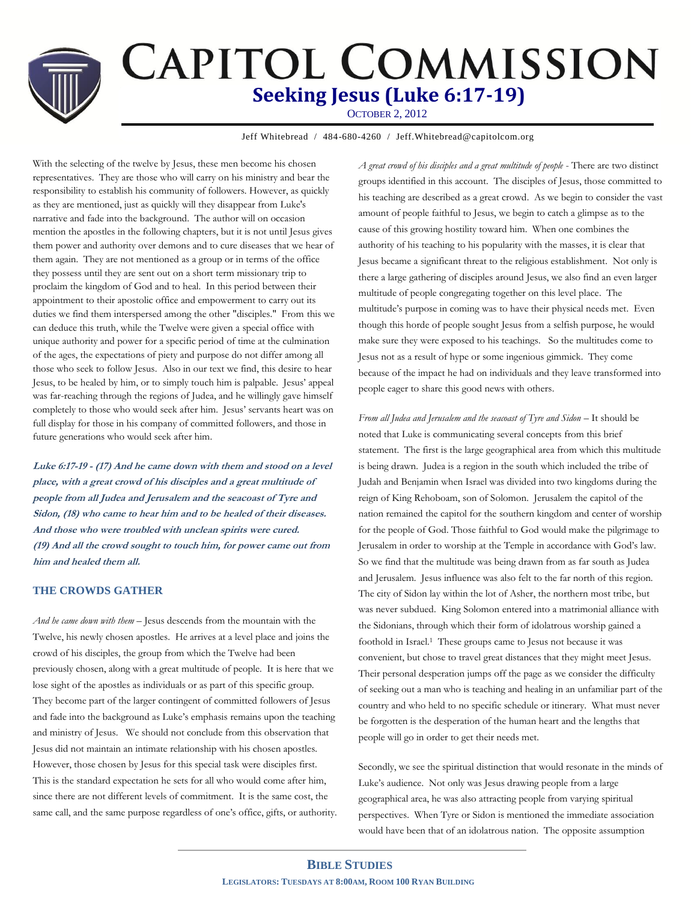# Capitol Commission

## Seeking Jesus (Luke 6:17-19)

October 2, 2012

Jeff Whitebread / 484-680-4260 / Jeff.Whitebread@capitolcom.org

With the selecting of the twelve by Jesus, these men become his chosen representatives. They are those who will carry on his ministry and bear the responsibility to establish his community of followers. However, as quickly as they are mentioned, just as quickly will they disappear from Luke's narrative and fade into the background. The author will on occasion mention the apostles in the following chapters, but it is not until Jesus gives them power and authority over demons and to cure diseases that we hear of them again. They are not mentioned as a group or in terms of the office they possess until they are sent out on a short term missionary trip to proclaim the kingdom of God and to heal. In this period between their appointment to their apostolic office and empowerment to carry out its duties we find them interspersed among the other "disciples." From this we can deduce this truth, while the Twelve were given a special office with unique authority and power for a specific period of time at the culmination of the ages, the expectations of piety and purpose do not differ among all those who seek to follow Jesus. Also in our text we find, this desire to hear Jesus, to be healed by him, or to simply touch him is palpable. Jesus' appeal was far-reaching through the regions of Judea, and he willingly gave himself completely to those who would seek after him. Jesus' servants heart was on full display for those in his company of committed followers, and those in future generations who would seek after him.

**Luke 6:17-19 - (17) And he came down with them and stood on a level place, with a great crowd of his disciples and a great multitude of people from all Judea and Jerusalem and the seacoast of Tyre and Sidon, (18) who came to hear him and to be healed of their diseases. And those who were troubled with unclean spirits were cured. (19) And all the crowd sought to touch him, for power came out from him and healed them all.**

### THE CROWDS GATHER

*And he came down with them* – Jesus descends from the mountain with the Twelve, his newly chosen apostles. He arrives at a level place and joins the crowd of his disciples, the group from which the Twelve had been previously chosen, along with a great multitude of people. It is here that we lose sight of the apostles as individuals or as part of this specific group. They become part of the larger contingent of committed followers of Jesus and fade into the background as Luke's emphasis remains upon the teaching and ministry of Jesus. We should not conclude from this observation that Jesus did not maintain an intimate relationship with his chosen apostles. However, those chosen by Jesus for this special task were disciples first. This is the standard expectation he sets for all who would come after him, since there are not different levels of commitment. It is the same cost, the same call, and the same purpose regardless of one's office, gifts, or authority.

*A great crowd of his disciples and a great multitude of people* - There are two distinct groups identified in this account. The disciples of Jesus, those committed to his teaching are described as a great crowd. As we begin to consider the vast amount of people faithful to Jesus, we begin to catch a glimpse as to the cause of this growing hostility toward him. When one combines the authority of his teaching to his popularity with the masses, it is clear that Jesus became a significant threat to the religious establishment. Not only is there a large gathering of disciples around Jesus, we also find an even larger multitude of people congregating together on this level place. The multitude's purpose in coming was to have their physical needs met. Even though this horde of people sought Jesus from a selfish purpose, he would make sure they were exposed to his teachings. So the multitudes come to Jesus not as a result of hype or some ingenious gimmick. They come because of the impact he had on individuals and they leave transformed into people eager to share this good news with others.

*From all Judea and Jerusalem and the seacoast of Tyre and Sidon* – It should be noted that Luke is communicating several concepts from this brief statement. The first is the large geographical area from which this multitude is being drawn. Judea is a region in the south which included the tribe of Judah and Benjamin when Israel was divided into two kingdoms during the reign of King Rehoboam, son of Solomon. Jerusalem the capitol of the nation remained the capitol for the southern kingdom and center of worship for the people of God. Those faithful to God would make the pilgrimage to Jerusalem in order to worship at the Temple in accordance with God's law. So we find that the multitude was being drawn from as far south as Judea and Jerusalem. Jesus influence was also felt to the far north of this region. The city of Sidon lay within the lot of Asher, the northern most tribe, but was never subdued. King Solomon entered into a matrimonial alliance with the Sidonians, through which their form of idolatrous worship gained a foothold in Israel.[1] These groups came to Jesus not because it was convenient, but chose to travel great distances that they might meet Jesus. Their personal desperation jumps off the page as we consider the difficulty of seeking out a man who is teaching and healing in an unfamiliar part of the country and who held to no specific schedule or itinerary. What must never be forgotten is the desperation of the human heart and the lengths that people will go in order to get their needs met.

Secondly, we see the spiritual distinction that would resonate in the minds of Luke's audience. Not only was Jesus drawing people from a large geographical area, he was also attracting people from varying spiritual perspectives. When Tyre or Sidon is mentioned the immediate association would have been that of an idolatrous nation. The opposite assumption

**Bible Studies**

**Legislators: Tuesdays at 8:00am, Room 100 Ryan Building**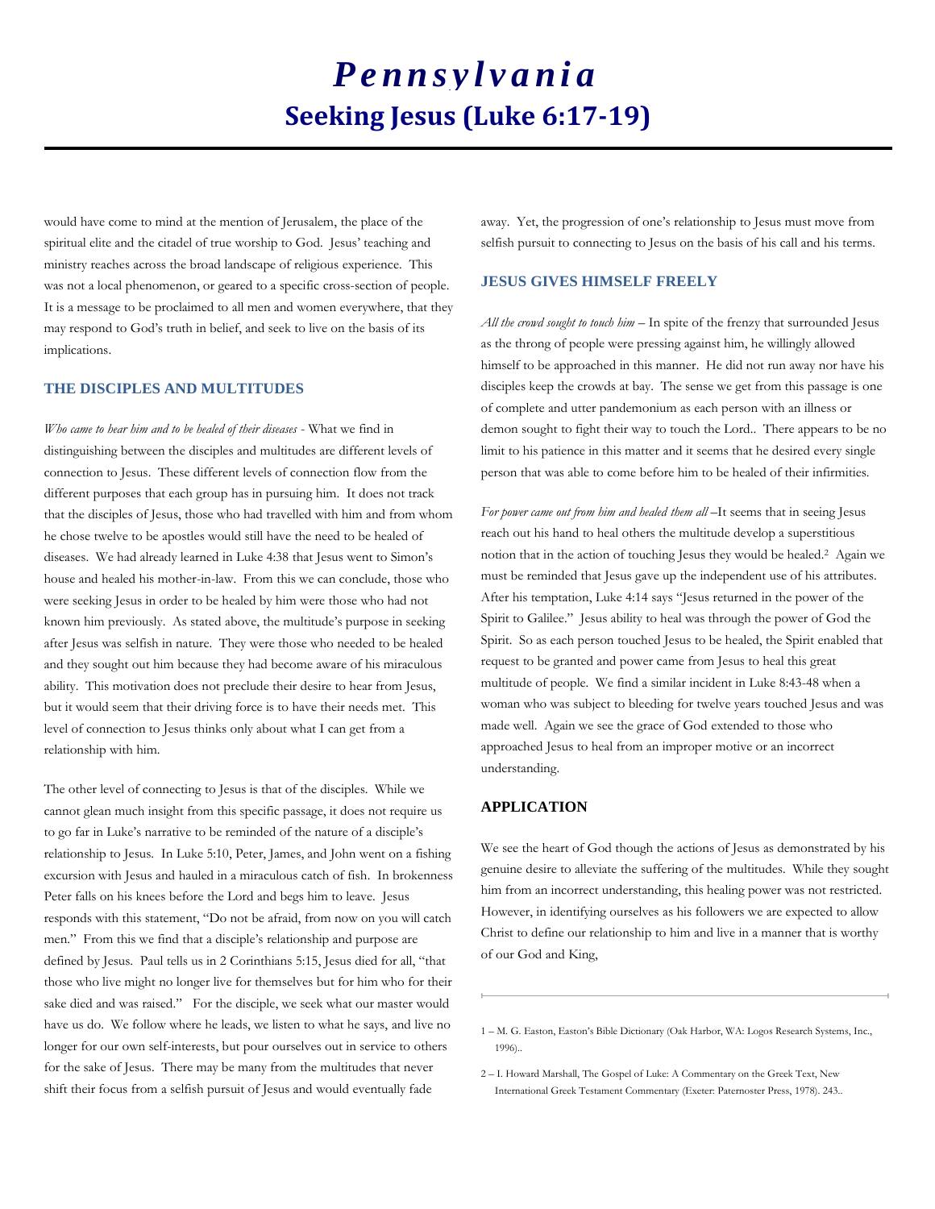# *Pennsylvania*

## Seeking Jesus (Luke 6:17-19)

would have come to mind at the mention of Jerusalem, the place of the spiritual elite and the citadel of true worship to God. Jesus' teaching and ministry reaches across the broad landscape of religious experience. This was not a local phenomenon, or geared to a specific cross-section of people. It is a message to be proclaimed to all men and women everywhere, that they may respond to God's truth in belief, and seek to live on the basis of its implications.

### THE DISCIPLES AND MULTITUDES

*Who came to hear him and to be healed of their diseases* - What we find in distinguishing between the disciples and multitudes are different levels of connection to Jesus. These different levels of connection flow from the different purposes that each group has in pursuing him. It does not track that the disciples of Jesus, those who had travelled with him and from whom he chose twelve to be apostles would still have the need to be healed of diseases. We had already learned in Luke 4:38 that Jesus went to Simon's house and healed his mother-in-law. From this we can conclude, those who were seeking Jesus in order to be healed by him were those who had not known him previously. As stated above, the multitude's purpose in seeking after Jesus was selfish in nature. They were those who needed to be healed and they sought out him because they had become aware of his miraculous ability. This motivation does not preclude their desire to hear from Jesus, but it would seem that their driving force is to have their needs met. This level of connection to Jesus thinks only about what I can get from a relationship with him.

The other level of connecting to Jesus is that of the disciples. While we cannot glean much insight from this specific passage, it does not require us to go far in Luke's narrative to be reminded of the nature of a disciple's relationship to Jesus. In Luke 5:10, Peter, James, and John went on a fishing excursion with Jesus and hauled in a miraculous catch of fish. In brokenness Peter falls on his knees before the Lord and begs him to leave. Jesus responds with this statement, "Do not be afraid, from now on you will catch men." From this we find that a disciple's relationship and purpose are defined by Jesus. Paul tells us in 2 Corinthians 5:15, Jesus died for all, "that those who live might no longer live for themselves but for him who for their sake died and was raised." For the disciple, we seek what our master would have us do. We follow where he leads, we listen to what he says, and live no longer for our own self-interests, but pour ourselves out in service to others for the sake of Jesus. There may be many from the multitudes that never shift their focus from a selfish pursuit of Jesus and would eventually fade away. Yet, the progression of one's relationship to Jesus must move from selfish pursuit to connecting to Jesus on the basis of his call and his terms.

### JESUS GIVES HIMSELF FREELY

*All the crowd sought to touch him* – In spite of the frenzy that surrounded Jesus as the throng of people were pressing against him, he willingly allowed himself to be approached in this manner. He did not run away nor have his disciples keep the crowds at bay. The sense we get from this passage is one of complete and utter pandemonium as each person with an illness or demon sought to fight their way to touch the Lord.. There appears to be no limit to his patience in this matter and it seems that he desired every single person that was able to come before him to be healed of their infirmities.

*For power came out from him and healed them all* –It seems that in seeing Jesus reach out his hand to heal others the multitude develop a superstitious notion that in the action of touching Jesus they would be healed.[2] Again we must be reminded that Jesus gave up the independent use of his attributes. After his temptation, Luke 4:14 says "Jesus returned in the power of the Spirit to Galilee." Jesus ability to heal was through the power of God the Spirit. So as each person touched Jesus to be healed, the Spirit enabled that request to be granted and power came from Jesus to heal this great multitude of people. We find a similar incident in Luke 8:43-48 when a woman who was subject to bleeding for twelve years touched Jesus and was made well. Again we see the grace of God extended to those who approached Jesus to heal from an improper motive or an incorrect understanding.

### APPLICATION

We see the heart of God though the actions of Jesus as demonstrated by his genuine desire to alleviate the suffering of the multitudes. While they sought him from an incorrect understanding, this healing power was not restricted. However, in identifying ourselves as his followers we are expected to allow Christ to define our relationship to him and live in a manner that is worthy of our God and King,

---

1 – M. G. Easton, Easton's Bible Dictionary (Oak Harbor, WA: Logos Research Systems, Inc., 1996)..

2 – I. Howard Marshall, The Gospel of Luke: A Commentary on the Greek Text, New International Greek Testament Commentary (Exeter: Paternoster Press, 1978). 243..